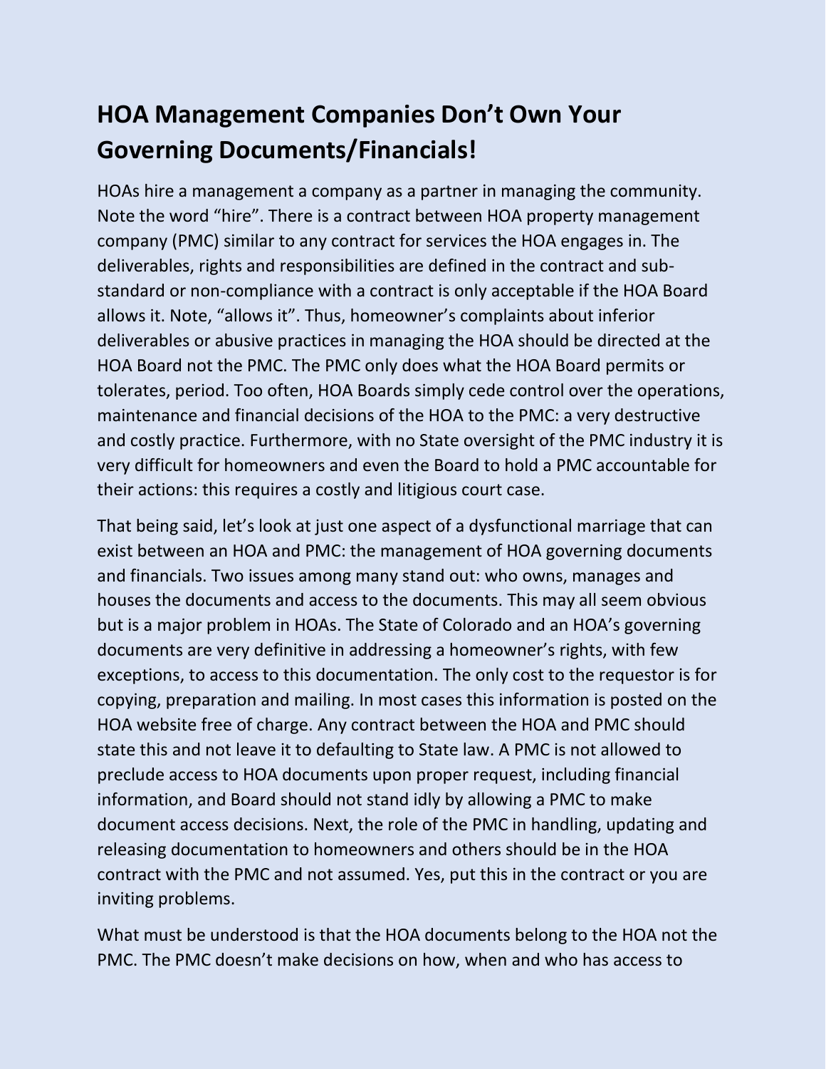# HOA Management Companies Don't Own Your Governing Documents/Financials!

HOAs hire a management a company as a partner in managing the community. Note the word "hire". There is a contract between HOA property management company (PMC) similar to any contract for services the HOA engages in. The deliverables, rights and responsibilities are defined in the contract and sub-standard or non-compliance with a contract is only acceptable if the HOA Board allows it. Note, "allows it". Thus, homeowner's complaints about inferior deliverables or abusive practices in managing the HOA should be directed at the HOA Board not the PMC. The PMC only does what the HOA Board permits or tolerates, period. Too often, HOA Boards simply cede control over the operations, maintenance and financial decisions of the HOA to the PMC: a very destructive and costly practice. Furthermore, with no State oversight of the PMC industry it is very difficult for homeowners and even the Board to hold a PMC accountable for their actions: this requires a costly and litigious court case.

That being said, let's look at just one aspect of a dysfunctional marriage that can exist between an HOA and PMC: the management of HOA governing documents and financials. Two issues among many stand out: who owns, manages and houses the documents and access to the documents. This may all seem obvious but is a major problem in HOAs. The State of Colorado and an HOA's governing documents are very definitive in addressing a homeowner's rights, with few exceptions, to access to this documentation. The only cost to the requestor is for copying, preparation and mailing. In most cases this information is posted on the HOA website free of charge. Any contract between the HOA and PMC should state this and not leave it to defaulting to State law. A PMC is not allowed to preclude access to HOA documents upon proper request, including financial information, and Board should not stand idly by allowing a PMC to make document access decisions. Next, the role of the PMC in handling, updating and releasing documentation to homeowners and others should be in the HOA contract with the PMC and not assumed. Yes, put this in the contract or you are inviting problems.

What must be understood is that the HOA documents belong to the HOA not the PMC. The PMC doesn't make decisions on how, when and who has access to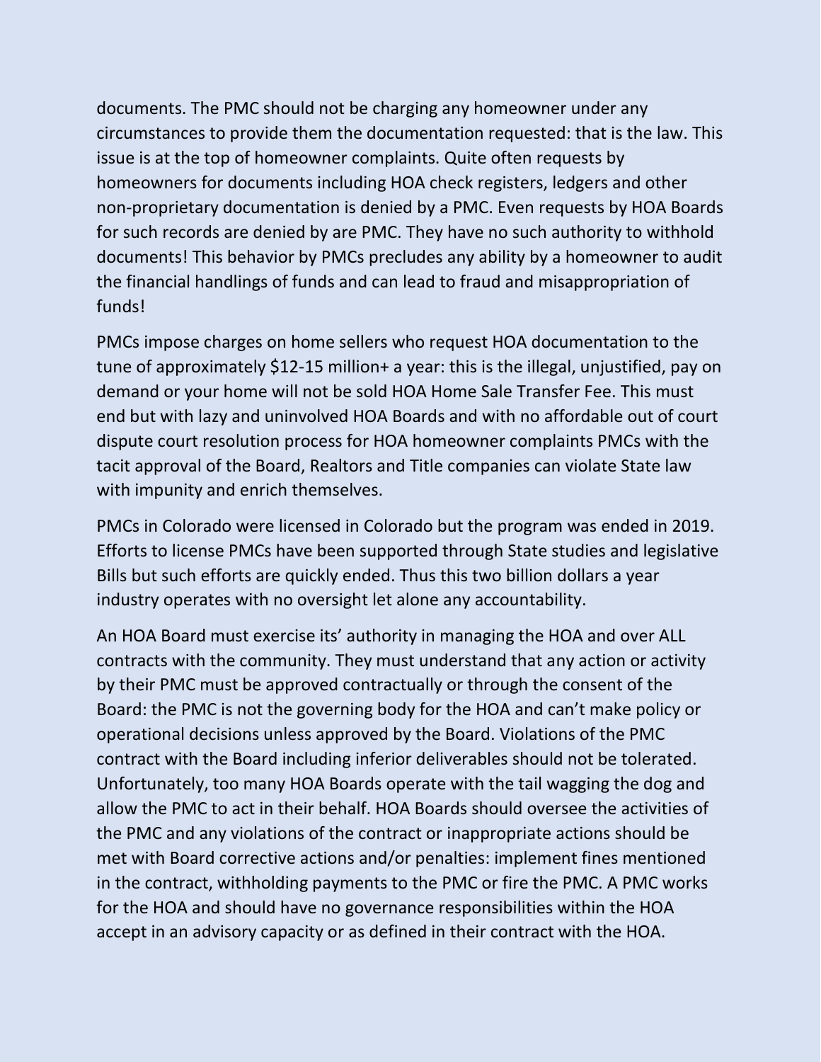documents. The PMC should not be charging any homeowner under any circumstances to provide them the documentation requested: that is the law. This issue is at the top of homeowner complaints. Quite often requests by homeowners for documents including HOA check registers, ledgers and other non-proprietary documentation is denied by a PMC. Even requests by HOA Boards for such records are denied by are PMC. They have no such authority to withhold documents! This behavior by PMCs precludes any ability by a homeowner to audit the financial handlings of funds and can lead to fraud and misappropriation of funds!

PMCs impose charges on home sellers who request HOA documentation to the tune of approximately $12-15 million+ a year: this is the illegal, unjustified, pay on demand or your home will not be sold HOA Home Sale Transfer Fee. This must end but with lazy and uninvolved HOA Boards and with no affordable out of court dispute court resolution process for HOA homeowner complaints PMCs with the tacit approval of the Board, Realtors and Title companies can violate State law with impunity and enrich themselves.

PMCs in Colorado were licensed in Colorado but the program was ended in 2019. Efforts to license PMCs have been supported through State studies and legislative Bills but such efforts are quickly ended. Thus this two billion dollars a year industry operates with no oversight let alone any accountability.

An HOA Board must exercise its' authority in managing the HOA and over ALL contracts with the community. They must understand that any action or activity by their PMC must be approved contractually or through the consent of the Board: the PMC is not the governing body for the HOA and can't make policy or operational decisions unless approved by the Board. Violations of the PMC contract with the Board including inferior deliverables should not be tolerated. Unfortunately, too many HOA Boards operate with the tail wagging the dog and allow the PMC to act in their behalf. HOA Boards should oversee the activities of the PMC and any violations of the contract or inappropriate actions should be met with Board corrective actions and/or penalties: implement fines mentioned in the contract, withholding payments to the PMC or fire the PMC. A PMC works for the HOA and should have no governance responsibilities within the HOA accept in an advisory capacity or as defined in their contract with the HOA.